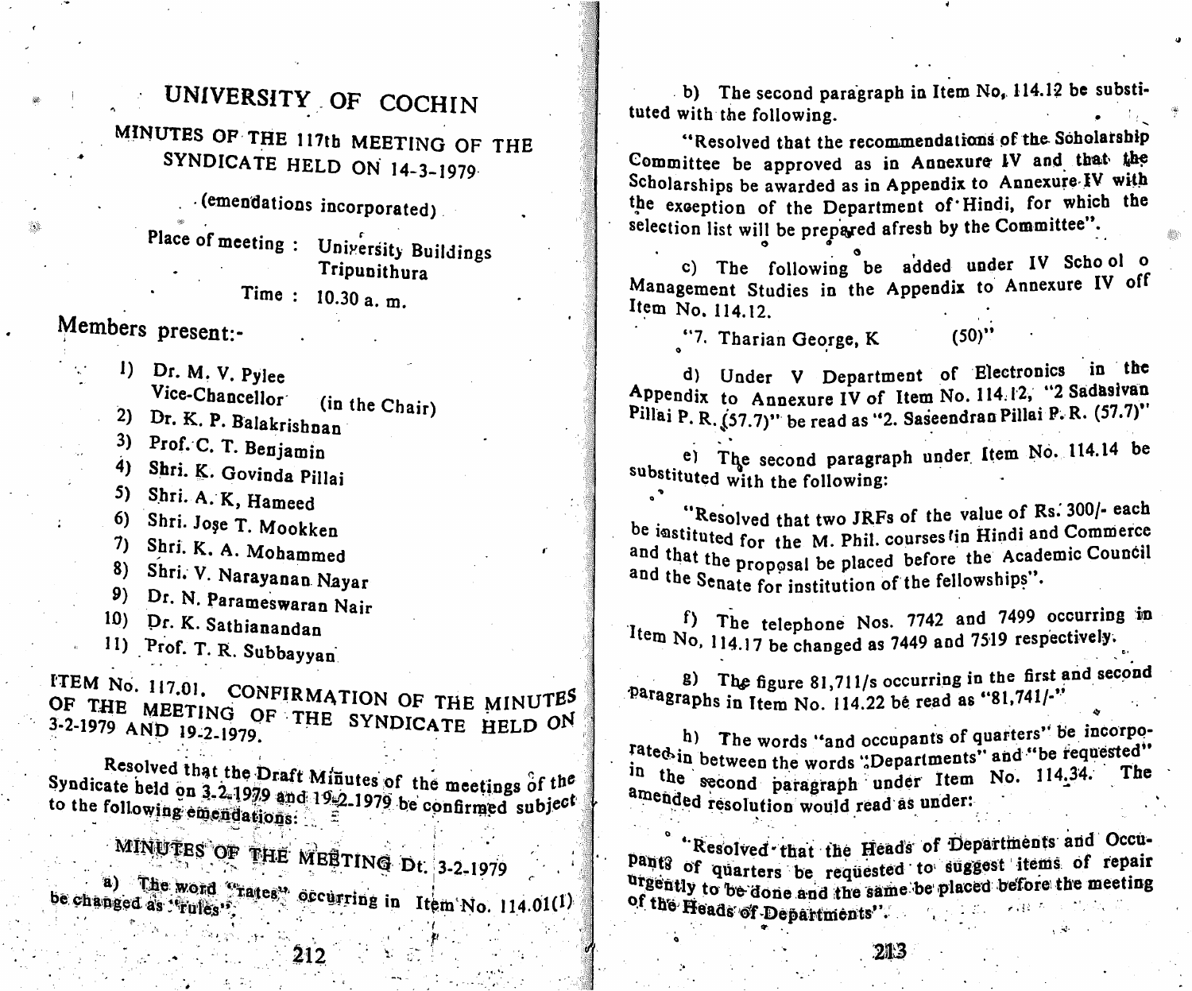# UNIVERSITY OF COCHIN

## MINUTES OF THE 117th MEETING OF THE SYNDICATE HELD ON 14-3-1979

(emendations incorporated)

Place of meeting : University Buildings Tripunithura

Time : 10.30 a. m.

Members present:-

1) Dr. M. V. Pylee Vice-Chancellor (in the Chair)
2) Dr. K. P. Balakrishnan
3) Prof. C. T. Benjamin
4) Shri. K. Govinda Pillai
5) Shri. A. K. Hameed
6) Shri. Jose T. Mookken
7) Shri. K. A. Mohammed
8) Shri. V. Narayanan Nayar
9) Dr. N. Parameswaran Nair
10) Dr. K. Sathianandan
11) Prof. T. R. Subbayyan

### ITEM No. 117.01. CONFIRMATION OF THE MINUTES OF THE MEETING OF THE SYNDICATE HELD ON 3-2-1979 AND 19-2-1979.

Resolved that the Draft Minutes of the meetings of the Syndicate held on 3-2-1979 and 19-2-1979 be confirmed subject to the following emendations:

#### MINUTES OF THE MEETING Dt. 3-2-1979

a) The word "rates" occurring in Item No. 114.01(1) be changed as "rules".

b) The second paragraph in Item No. 114.12 be substituted with the following.

"Resolved that the recommendations of the Scholarship Committee be approved as in Annexure IV and that the Scholarships be awarded as in Appendix to Annexure IV with the exception of the Department of Hindi, for which the selection list will be prepared afresh by the Committee".

c) The following be added under IV School of Management Studies in the Appendix to Annexure IV of Item No. 114.12.

"7. Tharian George, K (50)"

d) Under V Department of Electronics in the Appendix to Annexure IV of Item No. 114.12, "2 Sadasivan Pillai P. R. (57.7)" be read as "2. Saseendran Pillai P. R. (57.7)"

e) The second paragraph under Item No. 114.14 be substituted with the following:

"Resolved that two JRFs of the value of Rs. 300/- each be instituted for the M. Phil. courses in Hindi and Commerce and that the proposal be placed before the Academic Council and the Senate for institution of the fellowships".

f) The telephone Nos. 7742 and 7499 occurring in Item No, 114.17 be changed as 7449 and 7519 respectively.

g) The figure 81,711/s occurring in the first and second paragraphs in Item No. 114.22 be read as "81,741/-"

h) The words "and occupants of quarters" be incorporated in between the words "Departments" and "be requested" in the second paragraph under Item No. 114.34. The amended resolution would read as under:

"Resolved that the Heads of Departments and Occupants of quarters be requested to suggest items of repair urgently to be done and the same be placed before the meeting of the Heads of Departments".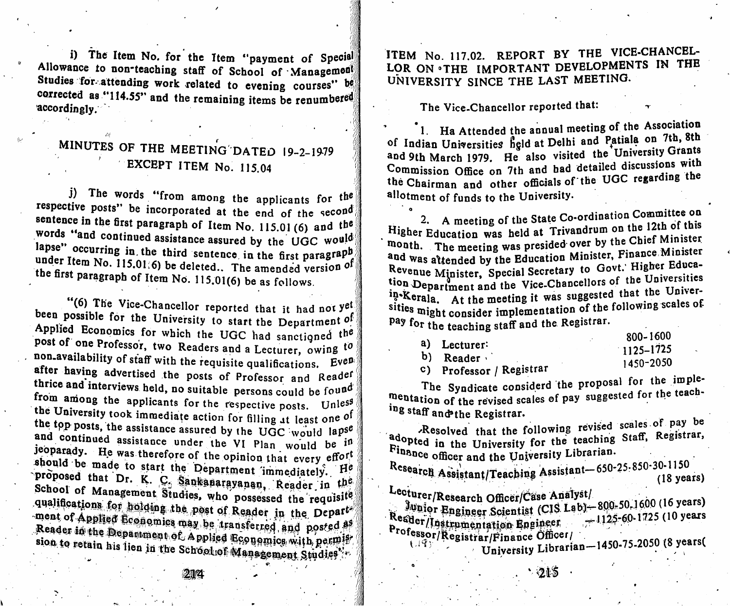i) The Item No. for the Item "payment of Special Allowance to non-teaching staff of School of Management Studies for attending work related to evening courses" be corrected as "114.55" and the remaining items be renumbered accordingly.

## MINUTES OF THE MEETING DATED 19-2-1979 EXCEPT ITEM No. 115.04

j) The words "from among the applicants for the respective posts" be incorporated at the end of the second sentence in the first paragraph of Item No. 115.01(6) and the words "and continued assistance assured by the UGC would lapse" occurring in the third sentence in the first paragraph under Item No. 115.01(6) be deleted.. The amended version of the first paragraph of Item No. 115.01(6) be as follows.

"(6) The Vice-Chancellor reported that it had not yet been possible for the University to start the Department of Applied Economics for which the UGC had sanctioned the post of one Professor, two Readers and a Lecturer, owing to non-availability of staff with the requisite qualifications. Even after having advertised the posts of Professor and Reader thrice and interviews held, no suitable persons could be found from among the applicants for the respective posts. Unless the University took immediate action for filling at least one of the top posts, the assistance assured by the UGC would lapse and continued assistance under the VI Plan would be in jeopardy. He was therefore of the opinion that every effort should be made to start the Department immediately. He proposed that Dr. K. C. Sankaranarayanan, Reader in the School of Management Studies, who possessed the requisite qualifications for holding the post of Reader in the Department of Applied Economics may be transferred and posted as Reader in the Department of Applied Economics with permission to retain his lien in the School of Management Studies".

## ITEM No. 117.02. REPORT BY THE VICE-CHANCELLOR ON THE IMPORTANT DEVELOPMENTS IN THE UNIVERSITY SINCE THE LAST MEETING.

The Vice-Chancellor reported that:

1. Ha Attended the annual meeting of the Association of Indian Universities held at Delhi and Patiala on 7th, 8th and 9th March 1979. He also visited the University Grants Commission Office on 7th and had detailed discussions with the Chairman and other officials of the UGC regarding the allotment of funds to the University.

2. A meeting of the State Co-ordination Committee on Higher Education was held at Trivandrum on the 12th of this month. The meeting was presided over by the Chief Minister and was attended by the Education Minister, Finance Minister Revenue Minister, Special Secretary to Govt. Higher Education Department and the Vice-Chancellors of the Universities in Kerala. At the meeting it was suggested that the Universities might consider implementation of the following scales of pay for the teaching staff and the Registrar.

| | | |
|---|---|---|
| a) | Lecturer: | 800-1600 |
| b) | Reader | 1125–1725 |
| c) | Professor / Registrar | 1450–2050 |

The Syndicate considerd the proposal for the implementation of the revised scales of pay suggested for the teaching staff and the Registrar.

Resolved that the following revised scales of pay be adopted in the University for the teaching Staff, Registrar, Finance officer and the University Librarian.

Research Assistant/Teaching Assistant—650-25-850-30-1150 (18 years)

Lecturer/Research Officer/Case Analyst/ Junior Engineer Scientist (CIS Lab)—800-50-1600 (16 years)

Reader/Instrumentation Engineer —1125-60-1725 (10 years

Professor/Registrar/Finance Officer/ University Librarian—1450-75-2050 (8 years(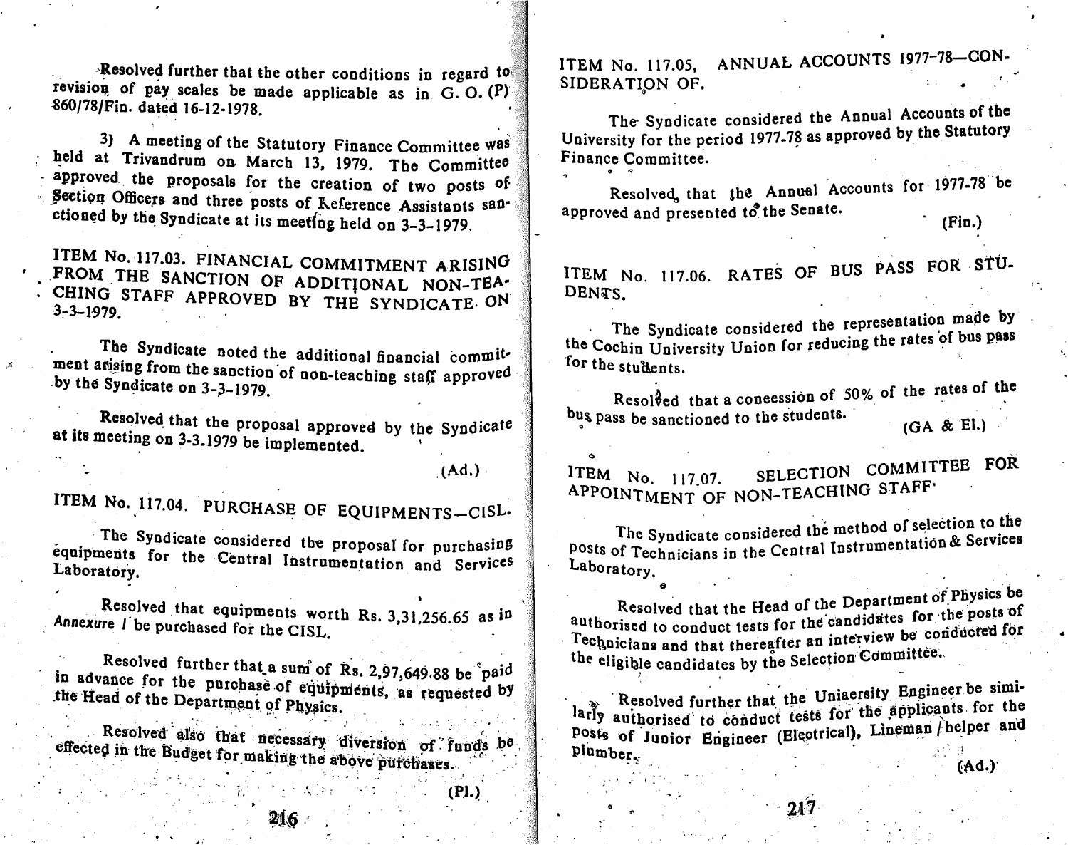Resolved further that the other conditions in regard to revision of pay scales be made applicable as in G. O. (P) 860/78/Fin. dated 16-12-1978.

3) A meeting of the Statutory Finance Committee was held at Trivandrum on March 13, 1979. The Committee approved the proposals for the creation of two posts of Section Officers and three posts of Reference Assistants sanctioned by the Syndicate at its meeting held on 3-3-1979.

## ITEM No. 117.03. FINANCIAL COMMITMENT ARISING FROM THE SANCTION OF ADDITIONAL NON-TEACHING STAFF APPROVED BY THE SYNDICATE ON 3-3-1979.

The Syndicate noted the additional financial commitment arising from the sanction of non-teaching staff approved by the Syndicate on 3-3-1979.

Resolved that the proposal approved by the Syndicate at its meeting on 3-3.1979 be implemented.

(Ad.)

## ITEM No. 117.04. PURCHASE OF EQUIPMENTS—CISL.

The Syndicate considered the proposal for purchasing equipments for the Central Instrumentation and Services Laboratory.

Resolved that equipments worth Rs. 3,31,256.65 as in *Annexure I* be purchased for the CISL.

Resolved further that a sum of Rs. 2,97,649.88 be paid in advance for the purchase of equipments, as requested by the Head of the Department of Physics.

Resolved also that necessary diversion of funds be effected in the Budget for making the above purchases.

(Pl.)

## ITEM No. 117.05. ANNUAL ACCOUNTS 1977-78—CONSIDERATION OF.

The Syndicate considered the Annual Accounts of the University for the period 1977-78 as approved by the Statutory Finance Committee.

Resolved, that the Annual Accounts for 1977-78 be approved and presented to the Senate.

(Fin.)

## ITEM No. 117.06. RATES OF BUS PASS FOR STUDENTS.

The Syndicate considered the representation made by the Cochin University Union for reducing the rates of bus pass for the students.

Resolved that a coneession of 50% of the rates of the bus pass be sanctioned to the students.

(GA & El.)

## ITEM No. 117.07. SELECTION COMMITTEE FOR APPOINTMENT OF NON-TEACHING STAFF.

The Syndicate considered the method of selection to the posts of Technicians in the Central Instrumentation & Services Laboratory.

Resolved that the Head of the Department of Physics be authorised to conduct tests for the candidates for the posts of Technicians and that thereafter an interview be conducted for the eligible candidates by the Selection Committee.

Resolved further that the Uniaersity Engineer be similarly authorised to conduct tests for the applicants for the posts of Junior Engineer (Electrical), Lineman / helper and plumber.

(Ad.)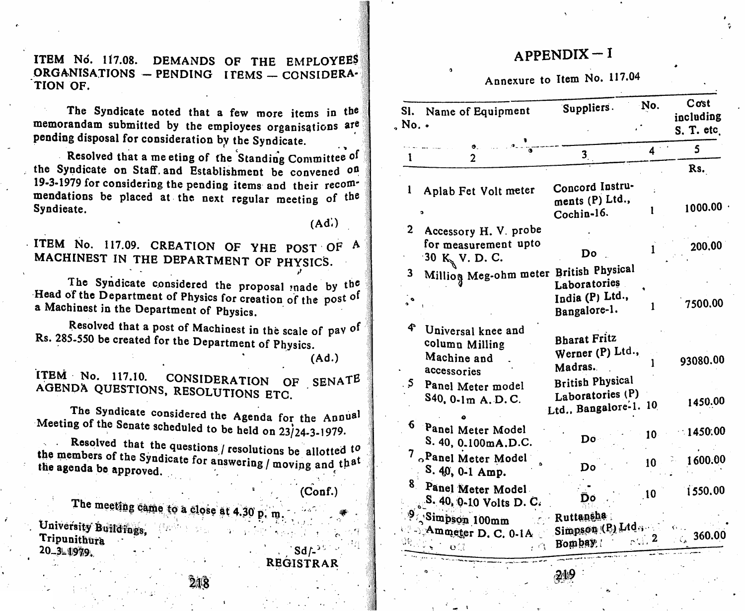ITEM No. 117.08. DEMANDS OF THE EMPLOYEES ORGANISATIONS — PENDING ITEMS — CONSIDERATION OF.

The Syndicate noted that a few more items in the memorandum submitted by the employees organisations are pending disposal for consideration by the Syndicate.

Resolved that a meeting of the Standing Committee of the Syndicate on Staff and Establishment be convened on 19-3-1979 for considering the pending items and their recommendations be placed at the next regular meeting of the Syndicate.

(Ad.)

ITEM No. 117.09. CREATION OF YHE POST OF A MACHINEST IN THE DEPARTMENT OF PHYSICS.

The Syndicate considered the proposal made by the Head of the Department of Physics for creation of the post of a Machinest in the Department of Physics.

Resolved that a post of Machinest in the scale of pay of Rs. 285-550 be created for the Department of Physics.

(Ad.)

ITEM No. 117.10. CONSIDERATION OF SENATE AGENDA QUESTIONS, RESOLUTIONS ETC.

The Syndicate considered the Agenda for the Annual Meeting of the Senate scheduled to be held on 23/24-3-1979.

Resolved that the questions / resolutions be allotted to the members of the Syndicate for answering / moving and that the agenda be approved.

(Conf.)

The meeting came to a close at 4.30 p. m.

University Buildings,
Tripunithura
20-3-1979.

Sd/-
REGISTRAR

## APPENDIX — I

Annexure to Item No. 117.04

| Sl. No. | Name of Equipment | Suppliers | No. | Cost including S. T. etc. |
|---|---|---|---|---|
| 1 | 2 | 3 | 4 | 5 |
| | | | | Rs. |
| 1 | Aplab Fet Volt meter | Concord Instruments (P) Ltd., Cochin-16. | 1 | 1000.00 |
| 2 | Accessory H. V. probe for measurement upto 30 K. V. D. C. | Do | 1 | 200.00 |
| 3 | Million Meg-ohm meter | British Physical Laboratories India (P) Ltd., Bangalore-1. | 1 | 7500.00 |
| 4 | Universal knee and column Milling Machine and accessories | Bharat Fritz Werner (P) Ltd., Madras. | 1 | 93080.00 |
| 5 | Panel Meter model S40, 0-1m A. D. C. | British Physical Laboratories (P) Ltd., Bangalore-1. | 10 | 1450.00 |
| 6 | Panel Meter Model S. 40, 0.100mA.D.C. | Do | 10 | 1450.00 |
| 7 | Panel Meter Model S. 40, 0-1 Amp. | Do | 10 | 1600.00 |
| 8 | Panel Meter Model S. 40, 0-10 Volts D. C. | Do | 10 | 1550.00 |
| 9 | Simpson 100mm Ammeter D. C. 0-1A | Ruttansha Simpson (P) Ltd., Bombay. | 2 | 360.00 |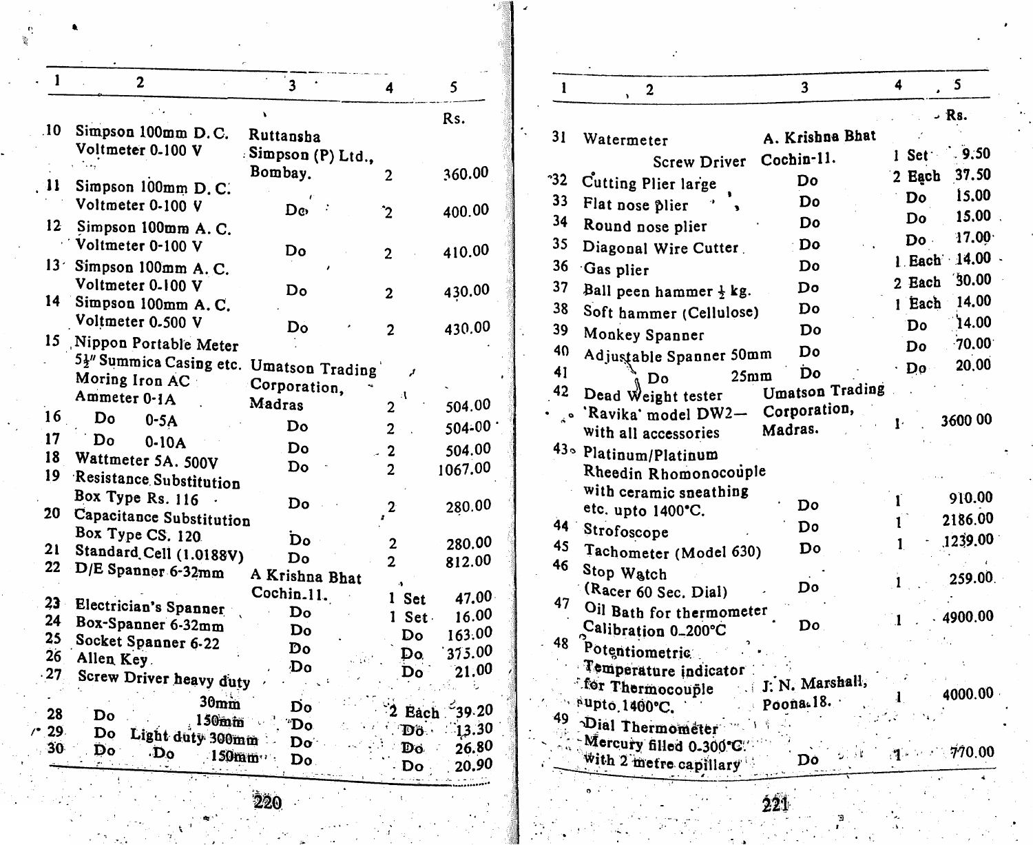| 1 | 2 | 3 | 4 | 5 |
|---|---|---|---|---|
| | | | | Rs. |
| 10 | Simpson 100mm D. C. Voltmeter 0-100 V | Ruttansha Simpson (P) Ltd., Bombay. | 2 | 360.00 |
| 11 | Simpson 100mm D. C. Voltmeter 0-100 V | Do | 2 | 400.00 |
| 12 | Simpson 100mm A. C. Voltmeter 0-100 V | Do | 2 | 410.00 |
| 13 | Simpson 100mm A. C. Voltmeter 0-100 V | Do | 2 | 430.00 |
| 14 | Simpson 100mm A. C. Voltmeter 0-500 V | Do | 2 | 430.00 |
| 15 | Nippon Portable Meter 5½" Summica Casing etc. Moring Iron AC Ammeter 0-1A | Umatson Trading Corporation, Madras | 2 | 504.00 |
| 16 | Do 0-5A | Do | 2 | 504-00 |
| 17 | Do 0-10A | Do | 2 | 504.00 |
| 18 | Wattmeter 5A. 500V | Do | 2 | 1067.00 |
| 19 | Resistance Substitution Box Type Rs. 116 | Do | 2 | 280.00 |
| 20 | Capacitance Substitution Box Type CS. 120 | Do | 2 | 280.00 |
| 21 | Standard Cell (1.0188V) | Do | 2 | 812.00 |
| 22 | D/E Spanner 6-32mm | A Krishna Bhat Cochin-11. | 1 Set | 47.00 |
| 23 | Electrician's Spanner | Do | 1 Set | 16.00 |
| 24 | Box-Spanner 6-32mm | Do | Do | 163.00 |
| 25 | Socket Spanner 6-22 | Do | Do | 375.00 |
| 26 | Allen Key | Do | Do | 21.00 |
| 27 | Screw Driver heavy duty 30mm | Do | 2 Each | 39.20 |
| 28 | Do 150mm | Do | Do | 13.30 |
| 29 | Do Light duty 300mm | Do | Do | 26.80 |
| 30 | Do Do 150mm | Do | Do | 20.90 |

| 1 | 2 | 3 | 4 | 5 |
|---|---|---|---|---|
| | | | | Rs. |
| 31 | Watermeter Screw Driver | A. Krishna Bhat Cochin-11. | 1 Set | 9.50 |
| 32 | Cutting Plier large | Do | 2 Each | 37.50 |
| 33 | Flat nose plier | Do | Do | 15.00 |
| 34 | Round nose plier | Do | Do | 15.00 |
| 35 | Diagonal Wire Cutter | Do | Do | 17.00 |
| 36 | Gas plier | Do | 1 Each | 14.00 |
| 37 | Ball peen hammer ½ kg. | Do | 2 Each | 30.00 |
| 38 | Soft hammer (Cellulose) | Do | 1 Each | 14.00 |
| 39 | Monkey Spanner | Do | Do | 14.00 |
| 40 | Adjustable Spanner 50mm | Do | Do | 70.00 |
| 41 | Do 25mm | Do | Do | 20.00 |
| 42 | Dead Weight tester 'Ravika' model DW2— with all accessories | Umatson Trading Corporation, Madras. | 1 | 3600 00 |
| 43 | Platinum/Platinum Rheedin Rhomonocouple with ceramic sneathing etc. upto 1400°C. | Do | 1 | 910.00 |
| 44 | Strofoscope | Do | 1 | 2186.00 |
| 45 | Tachometer (Model 630) | Do | 1 | 1239.00 |
| 46 | Stop Watch (Racer 60 Sec. Dial) | Do | 1 | 259.00 |
| 47 | Oil Bath for thermometer Calibration 0-200°C | Do | 1 | 4900.00 |
| 48 | Potentiometric Temperature indicator for Thermocouple upto 1400°C. | J. N. Marshall, Poona-18. | 1 | 4000.00 |
| 49 | Dial Thermometer Mercury filled 0-300°C. with 2 metre capillary | Do | 1 | 770.00 |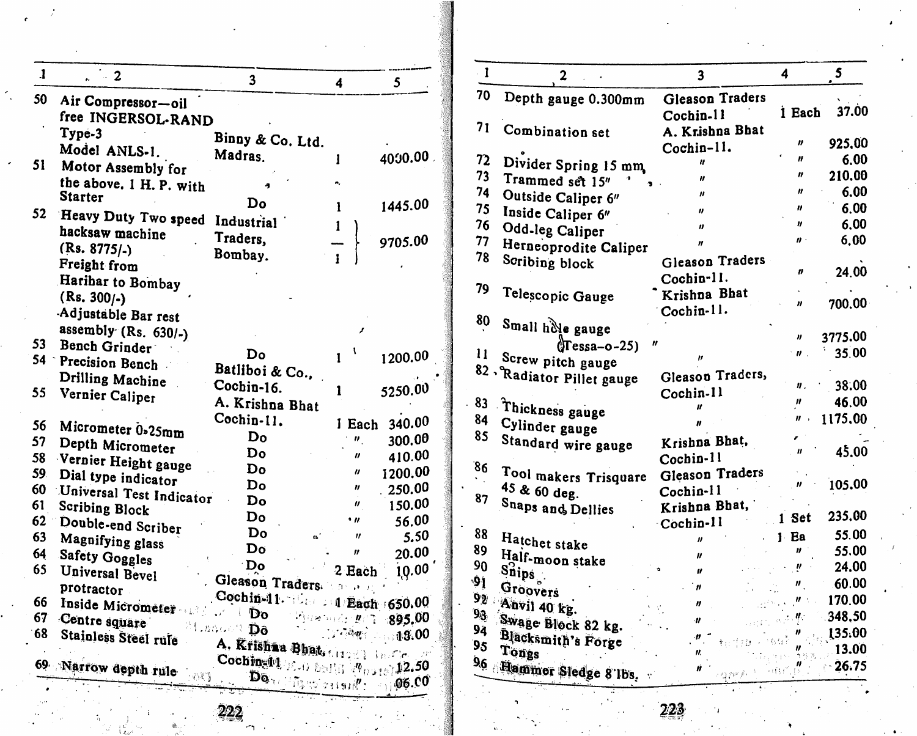| 1 | 2 | 3 | 4 | 5 |
|---|---|---|---|---|
| 50 | Air Compressor—oil free INGERSOL-RAND Type-3 Model ANLS-1. | Binny & Co. Ltd. Madras. | 1 | 4000.00 |
| 51 | Motor Assembly for the above. 1 H. P. with Starter | Do | 1 | 1445.00 |
| 52 | Heavy Duty Two speed hacksaw machine (Rs. 8775/-) Freight from Harihar to Bombay (Rs. 300/-) Adjustable Bar rest assembly (Rs. 630/-) | Industrial Traders, Bombay. | 1 — 1 | 9705.00 |
| 53 | Bench Grinder | Do | 1 | 1200.00 |
| 54 | Precision Bench Drilling Machine | Batliboi & Co., Cochin-16. | 1 | 5250.00 |
| 55 | Vernier Caliper | A. Krishna Bhat Cochin-11. | 1 Each | 340.00 |
| 56 | Micrometer 0-25mm | Do | " | 300.00 |
| 57 | Depth Micrometer | Do | " | 410.00 |
| 58 | Vernier Height gauge | Do | " | 1200.00 |
| 59 | Dial type indicator | Do | " | 250.00 |
| 60 | Universal Test Indicator | Do | " | 150.00 |
| 61 | Scribing Block | Do | " | 56.00 |
| 62 | Double-end Scriber | Do | " | 5.50 |
| 63 | Magnifying glass | Do | " | 20.00 |
| 64 | Safety Goggles | Do | 2 Each | 10.00 |
| 65 | Universal Bevel protractor | Gleason Traders. Cochin-11. | 1 Each | 650.00 |
| 66 | Inside Micrometer | Do | " | 895.00 |
| 67 | Centre square | Do | " | 18.00 |
| 68 | Stainless Steel rule | A. Krishna Bhat, Cochin-11 | " | 12.50 |
| 69 | Narrow depth rule | Do | " | 06.00 |

| 1 | 2 | 3 | 4 | 5 |
|---|---|---|---|---|
| 70 | Depth gauge 0.300mm | Gleason Traders Cochin-11 | 1 Each | 37.00 |
| 71 | Combination set | A. Krishna Bhat Cochin-11. | " | 925.00 |
| 72 | Divider Spring 15 mm | " | " | 6.00 |
| 73 | Trammed set 15" | " | " | 210.00 |
| 74 | Outside Caliper 6" | " | " | 6.00 |
| 75 | Inside Caliper 6" | " | " | 6.00 |
| 76 | Odd-leg Caliper | " | " | 6.00 |
| 77 | Herneoprodite Caliper | " | " | 6.00 |
| 78 | Scribing block | Gleason Traders Cochin-11. | " | 24.00 |
| 79 | Telescopic Gauge | Krishna Bhat Cochin-11. | " | 700.00 |
| 80 | Small hole gauge (Tessa-o-25) | " | " | 3775.00 |
| 11 | Screw pitch gauge | " | " | 35.00 |
| 82 | Radiator Pillet gauge | Gleason Traders, Cochin-11 | " | 38.00 |
| 83 | Thickness gauge | " | " | 46.00 |
| 84 | Cylinder gauge | " | " | 1175.00 |
| 85 | Standard wire gauge | Krishna Bhat, Cochin-11 | " | 45.00 |
| 86 | Tool makers Trisquare 45 & 60 deg. | Gleason Traders Cochin-11 | " | 105.00 |
| 87 | Snaps and Dellies | Krishna Bhat, Cochin-11 | 1 Set | 235.00 |
| 88 | Hatchet stake | " | 1 Ea | 55.00 |
| 89 | Half-moon stake | " | " | 55.00 |
| 90 | Snips | " | " | 24.00 |
| 91 | Groovers | " | " | 60.00 |
| 92 | Anvil 40 kg. | " | " | 170.00 |
| 93 | Swage Block 82 kg. | " | " | 348.50 |
| 94 | Blacksmith's Forge | " | " | 135.00 |
| 95 | Tongs | " | " | 13.00 |
| 96 | Hammer Sledge 8 lbs. | " | " | 26.75 |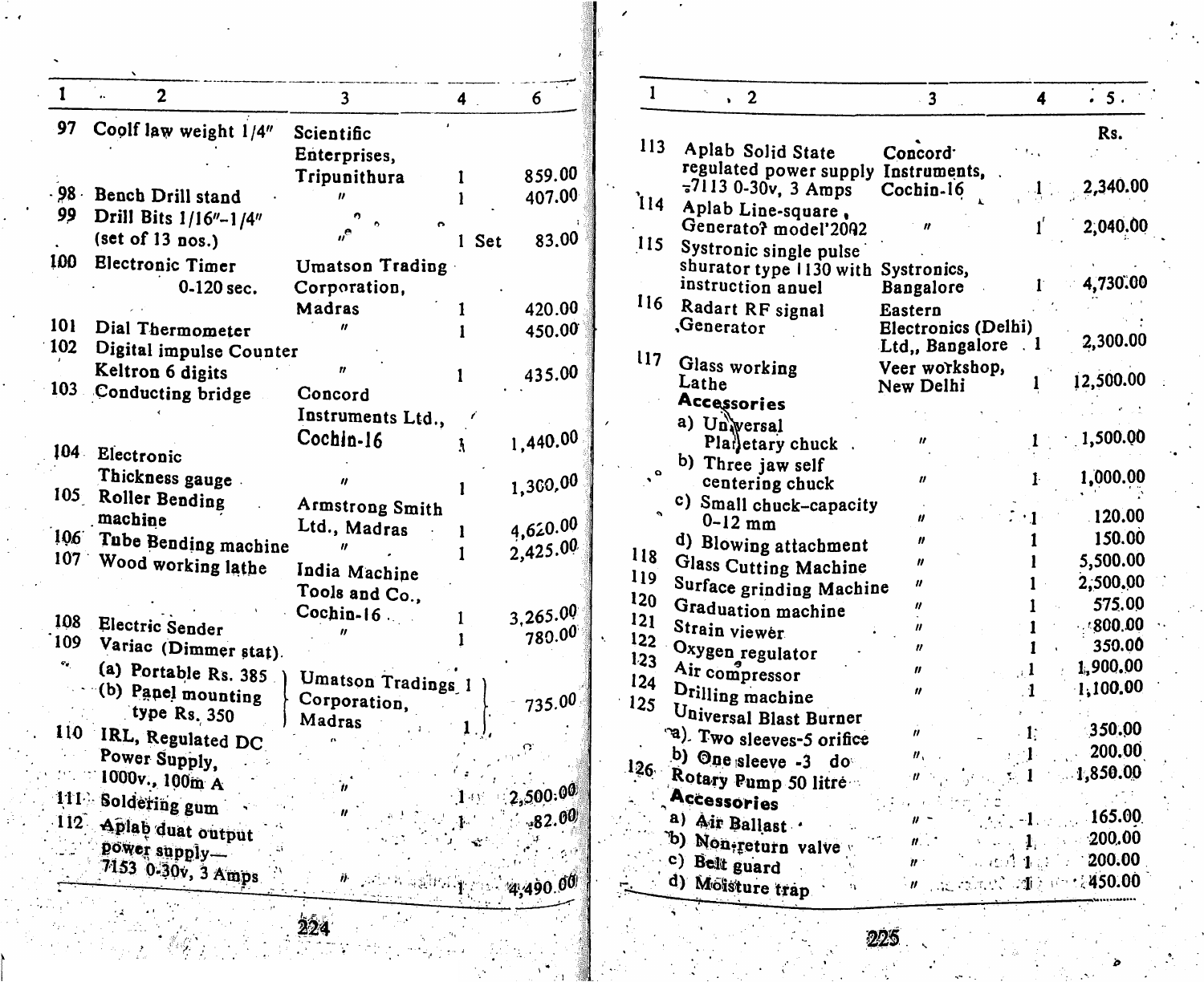| 1 | 2 | 3 | 4 | 6 |
|---|---|---|---|---|
| 97 | Coolf law weight 1/4" | Scientific Enterprises, Tripunithura | 1 | 859.00 |
| 98 | Bench Drill stand | " | 1 | 407.00 |
| 99 | Drill Bits 1/16"-1/4" (set of 13 nos.) | " | 1 Set | 83.00 |
| 100 | Electronic Timer 0-120 sec. | Umatson Trading Corporation, Madras | 1 | 420.00 |
| 101 | Dial Thermometer | " | 1 | 450.00 |
| 102 | Digital impulse Counter Keltron 6 digits | " | 1 | 435.00 |
| 103 | Conducting bridge | Concord Instruments Ltd., Cochin-16 | 1 | 1,440.00 |
| 104 | Electronic Thickness gauge | " | 1 | 1,300.00 |
| 105 | Roller Bending machine | Armstrong Smith Ltd., Madras | 1 | 4,620.00 |
| 106 | Tube Bending machine | " | 1 | 2,425.00 |
| 107 | Wood working lathe | India Machine Tools and Co., Cochin-16 | 1 | 3,265.00 |
| 108 | Electric Sender | " | 1 | 780.00 |
| 109 | Variac (Dimmer stat). (a) Portable Rs. 385 (b) Panel mounting type Rs. 350 | Umatson Tradings Corporation, Madras | 1 1 | 735.00 |
| 110 | IRL, Regulated DC Power Supply, 1000v., 100m A | " | 1 | 2,500.00 |
| 111 | Soldering gum | " | 1 | 82.00 |
| 112 | Aplab duat output power supply—7153 0-30v, 3 Amps | " | 1 | 4,490.00 |

| 1 | 2 | 3 | 4 | 5 |
|---|---|---|---|---|
| | | | | Rs. |
| 113 | Aplab Solid State regulated power supply 7113 0-30v, 3 Amps | Concord Instruments, Cochin-16 | 1 | 2,340.00 |
| 114 | Aplab Line-square, Generator model 2002 | " | 1 | 2,040.00 |
| 115 | Systronic single pulse shurator type 1130 with instruction anuel | Systronics, Bangalore | 1 | 4,730.00 |
| 116 | Radart RF signal Generator | Eastern Electronics (Delhi) Ltd,, Bangalore | 1 | 2,300.00 |
| 117 | Glass working Lathe | Veer workshop, New Delhi | 1 | 12,500.00 |
| | **Accessories** | | | |
| | a) Universal Planetary chuck | " | 1 | 1,500.00 |
| | b) Three jaw self centering chuck | " | 1 | 1,000.00 |
| | c) Small chuck-capacity 0-12 mm | " | 1 | 120.00 |
| | d) Blowing attachment | " | 1 | 150.00 |
| 118 | Glass Cutting Machine | " | 1 | 5,500.00 |
| 119 | Surface grinding Machine | " | 1 | 2,500.00 |
| 120 | Graduation machine | " | 1 | 575.00 |
| 121 | Strain viewer | " | 1 | 800.00 |
| 122 | Oxygen regulator | " | 1 | 350.00 |
| 123 | Air compressor | " | 1 | 1,900.00 |
| 124 | Drilling machine | " | 1 | 1,100.00 |
| 125 | Universal Blast Burner | | | |
| | a) Two sleeves-5 orifice | " | 1 | 350.00 |
| | b) One sleeve -3 do | " | 1 | 200.00 |
| 126 | Rotary Pump 50 litre | " | 1 | 1,850.00 |
| | **Accessories** | | | |
| | a) Air Ballast | " | 1 | 165.00 |
| | b) Non-return valve | " | 1 | 200.00 |
| | c) Belt guard | " | 1 | 200.00 |
| | d) Moisture trap | " | 1 | 450.00 |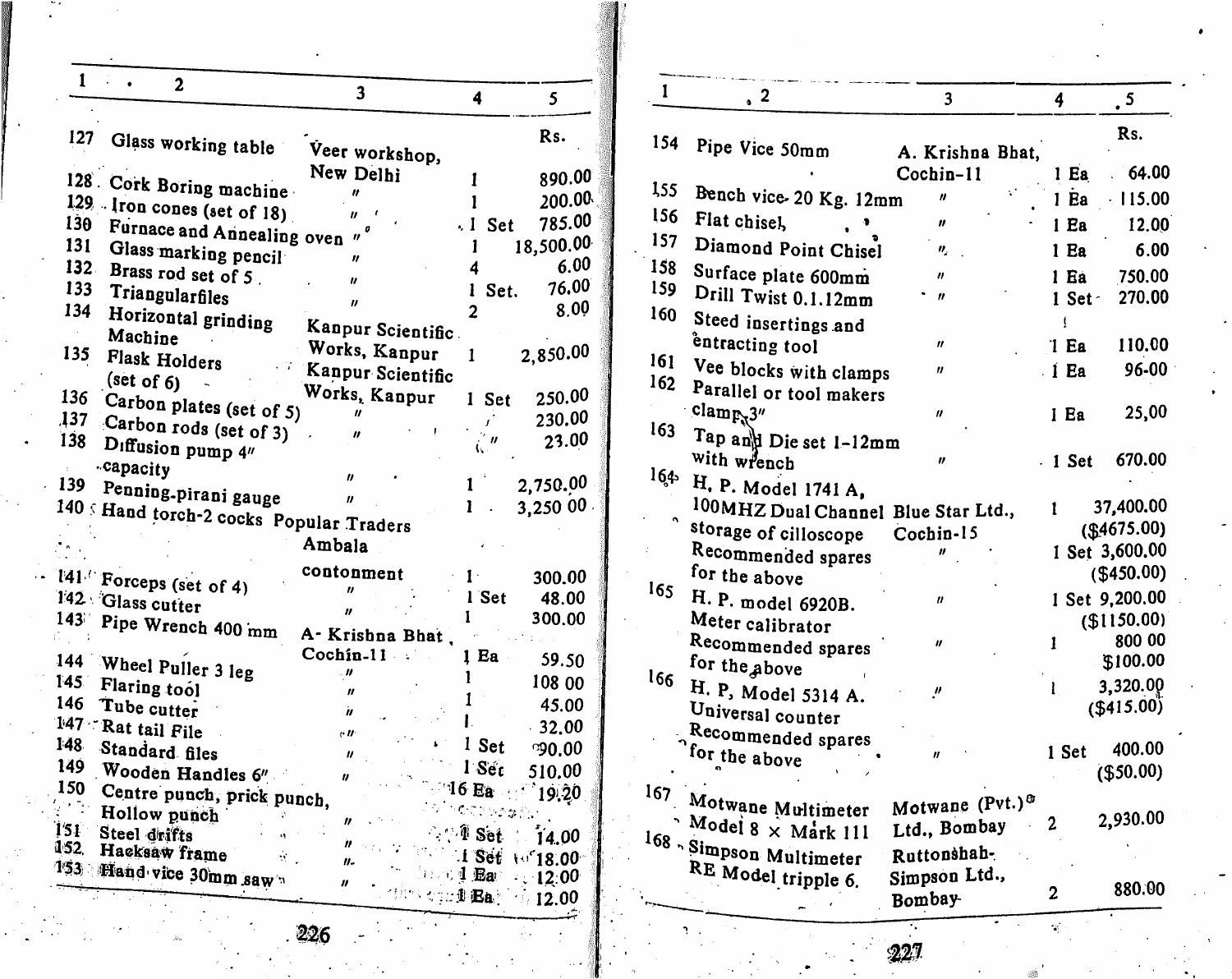| 1 | 2 | 3 | 4 | 5 |
|---|---|---|---|---|
| | | | | Rs. |
| 127 | Glass working table | Veer workshop, New Delhi | | |
| 128 | Cork Boring machine | " | 1 | 890.00 |
| 129 | Iron cones (set of 18) | " | 1 | 200.00 |
| 130 | Furnace and Annealing oven | " | 1 Set | 785.00 |
| 131 | Glass marking pencil | " | 1 | 18,500.00 |
| 132 | Brass rod set of 5 | " | 4 | 6.00 |
| 133 | Triangularfiles | " | 1 Set. | 76.00 |
| 134 | Horizontal grinding Machine | Kanpur Scientific Works, Kanpur | 2 | 8.00 |
| 135 | Flask Holders (set of 6) | Kanpur Scientific Works, Kanpur | 1 | 2,850.00 |
| 136 | Carbon plates (set of 5) | " | 1 Set | 250.00 |
| 137 | Carbon rods (set of 3) | " | " | 230.00 |
| 138 | Diffusion pump 4" capacity | " | " | 23.00 |
| 139 | Penning-pirani gauge | " | 1 | 2,750.00 |
| 140 | Hand torch-2 cocks | Popular Traders Ambala contonment | 1 | 3,250 00 |
| 141 | Forceps (set of 4) | " | 1 | 300.00 |
| 142 | Glass cutter | " | 1 Set | 48.00 |
| 143 | Pipe Wrench 400 mm | A- Krishna Bhat, Cochin-11 | 1 | 300.00 |
| 144 | Wheel Puller 3 leg | " | 1 Ea | 59.50 |
| 145 | Flaring tool | " | 1 | 108 00 |
| 146 | Tube cutter | " | 1 | 45.00 |
| 147 | Rat tail File | " | 1 | 32.00 |
| 148 | Standard files | " | 1 Set | 90.00 |
| 149 | Wooden Handles 6" | " | 1 Set | 510.00 |
| 150 | Centre punch, prick punch, Hollow punch | " | 16 Ea | 19.20 |
| 151 | Steel drifts | " | 1 Set | 14.00 |
| 152 | Hacksaw frame | " | 1 Set | 18.00 |
| 153 | Hand vice 30mm saw | " | 1 Ea | 12.00 |
| | | | 1 Ea | 12.00 |

| 1 | 2 | 3 | 4 | 5 |
|---|---|---|---|---|
| | | | | Rs. |
| 154 | Pipe Vice 50mm | A. Krishna Bhat, Cochin-11 | 1 Ea | 64.00 |
| 155 | Bench vice- 20 Kg. 12mm | " | 1 Ea | 115.00 |
| 156 | Flat chisel | " | 1 Ea | 12.00 |
| 157 | Diamond Point Chisel | " | 1 Ea | 6.00 |
| 158 | Surface plate 600mm | " | 1 Ea | 750.00 |
| 159 | Drill Twist 0.1.12mm | " | 1 Set | 270.00 |
| 160 | Steed insertings and entracting tool | " | 1 Ea | 110.00 |
| 161 | Vee blocks with clamps | " | 1 Ea | 96-00 |
| 162 | Parallel or tool makers clamp 3" | " | 1 Ea | 25,00 |
| 163 | Tap and Die set 1-12mm with wrench | " | 1 Set | 670.00 |
| 164 | H. P. Model 1741 A, 100MHZ Dual Channel storage of cilloscope | Blue Star Ltd., Cochin-15 | 1 | 37,400.00 ($4675.00) |
| | Recommended spares for the above | " | 1 Set | 3,600.00 ($450.00) |
| 165 | H. P. model 6920B. Meter calibrator | " | 1 Set | 9,200.00 ($1150.00) |
| | Recommended spares for the above | " | 1 | 800 00 $100.00 |
| 166 | H. P, Model 5314 A. Universal counter | " | 1 | 3,320.00 ($415.00) |
| | Recommended spares for the above | " | 1 Set | 400.00 ($50.00) |
| 167 | Motwane Multimeter Model 8 × Mark 111 | Motwane (Pvt.) Ltd., Bombay | 2 | 2,930.00 |
| 168 | Simpson Multimeter RE Model tripple 6. | Ruttonshah-Simpson Ltd., Bombay | 2 | 880.00 |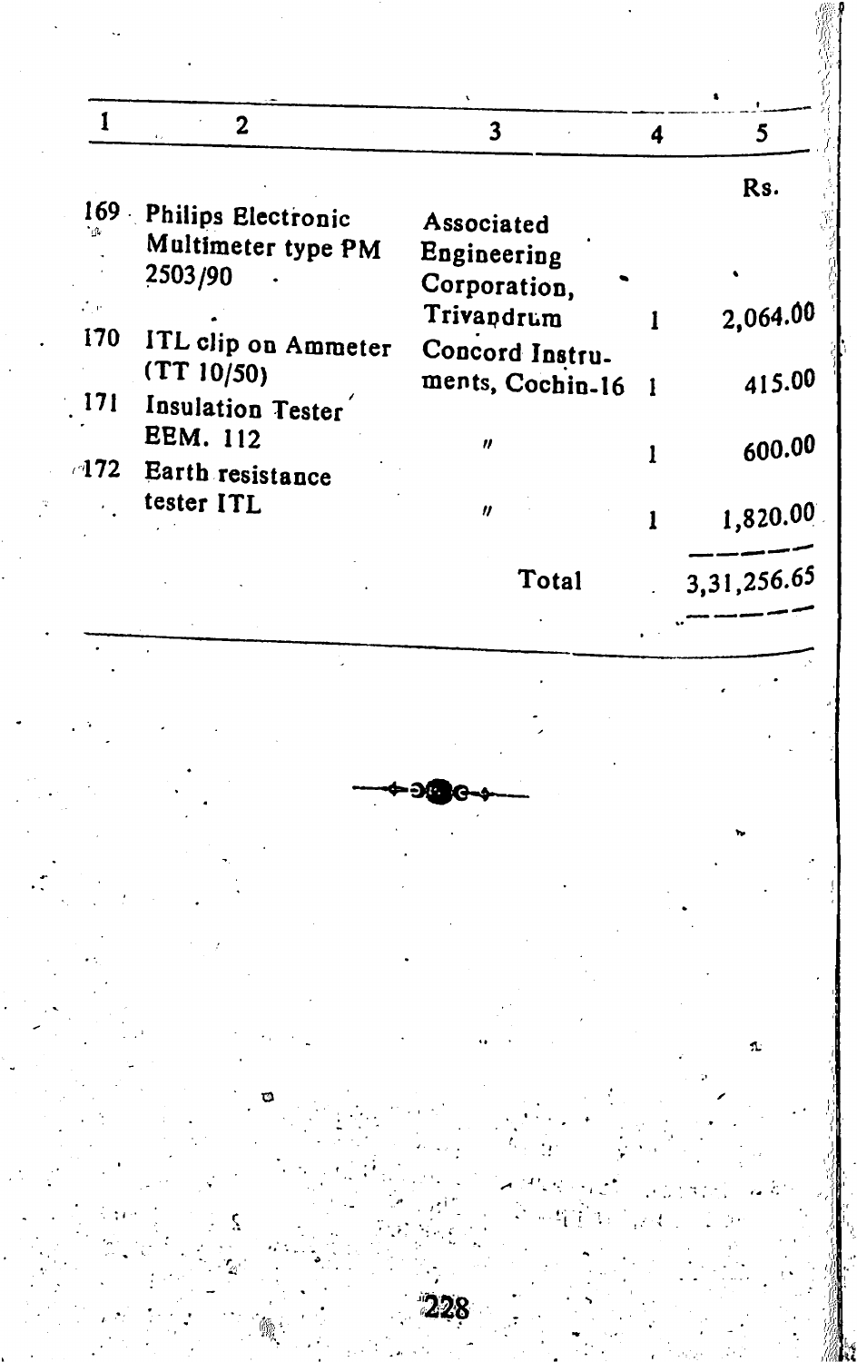| 1 | 2 | 3 | 4 | 5 |
|---|---|---|---|---|
| | | | | Rs. |
| 169 | Philips Electronic Multimeter type PM 2503/90 | Associated Engineering Corporation, Trivandrum | 1 | 2,064.00 |
| 170 | ITL clip on Ammeter (TT 10/50) | Concord Instruments, Cochin-16 | 1 | 415.00 |
| 171 | Insulation Tester EEM. 112 | " | 1 | 600.00 |
| 172 | Earth resistance tester ITL | " | 1 | 1,820.00 |
| | | Total | | 3,31,256.65 |